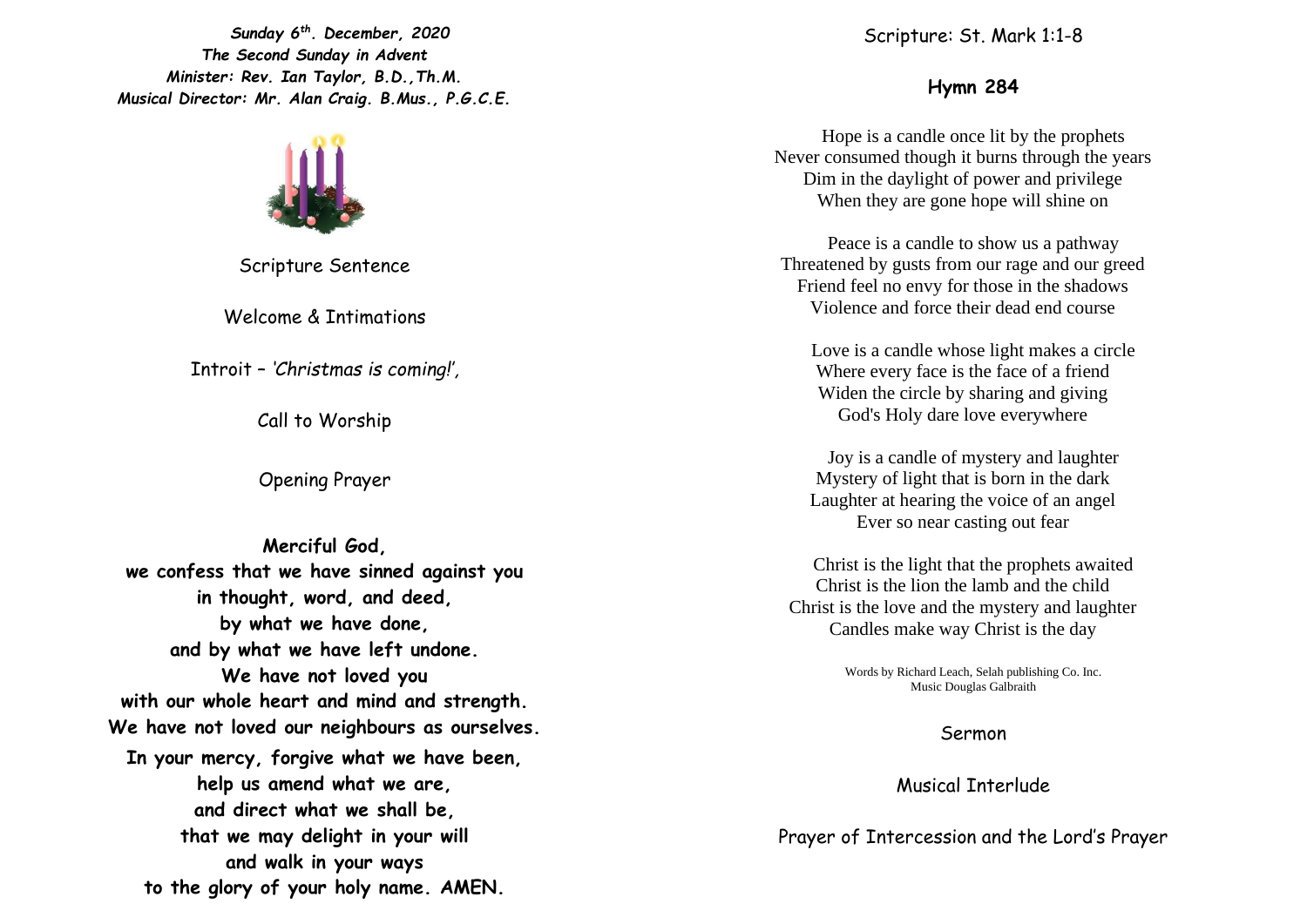***Sunday 6th. December, 2020***
***The Second Sunday in Advent***
***Minister: Rev. Ian Taylor, B.D.,Th.M.***
***Musical Director: Mr. Alan Craig. B.Mus., P.G.C.E.***

Scripture Sentence

Welcome & Intimations

Introit – *'Christmas is coming!',*

Call to Worship

Opening Prayer

**Merciful God,**
**we confess that we have sinned against you**
**in thought, word, and deed,**
**by what we have done,**
**and by what we have left undone.**
**We have not loved you**
**with our whole heart and mind and strength.**
**We have not loved our neighbours as ourselves.**
**In your mercy, forgive what we have been,**
**help us amend what we are,**
**and direct what we shall be,**
**that we may delight in your will**
**and walk in your ways**
**to the glory of your holy name. AMEN.**

Scripture: St. Mark 1:1-8

## Hymn 284

Hope is a candle once lit by the prophets
Never consumed though it burns through the years
Dim in the daylight of power and privilege
When they are gone hope will shine on

Peace is a candle to show us a pathway
Threatened by gusts from our rage and our greed
Friend feel no envy for those in the shadows
Violence and force their dead end course

Love is a candle whose light makes a circle
Where every face is the face of a friend
Widen the circle by sharing and giving
God's Holy dare love everywhere

Joy is a candle of mystery and laughter
Mystery of light that is born in the dark
Laughter at hearing the voice of an angel
Ever so near casting out fear

Christ is the light that the prophets awaited
Christ is the lion the lamb and the child
Christ is the love and the mystery and laughter
Candles make way Christ is the day

Words by Richard Leach, Selah publishing Co. Inc.
Music Douglas Galbraith

Sermon

Musical Interlude

Prayer of Intercession and the Lord's Prayer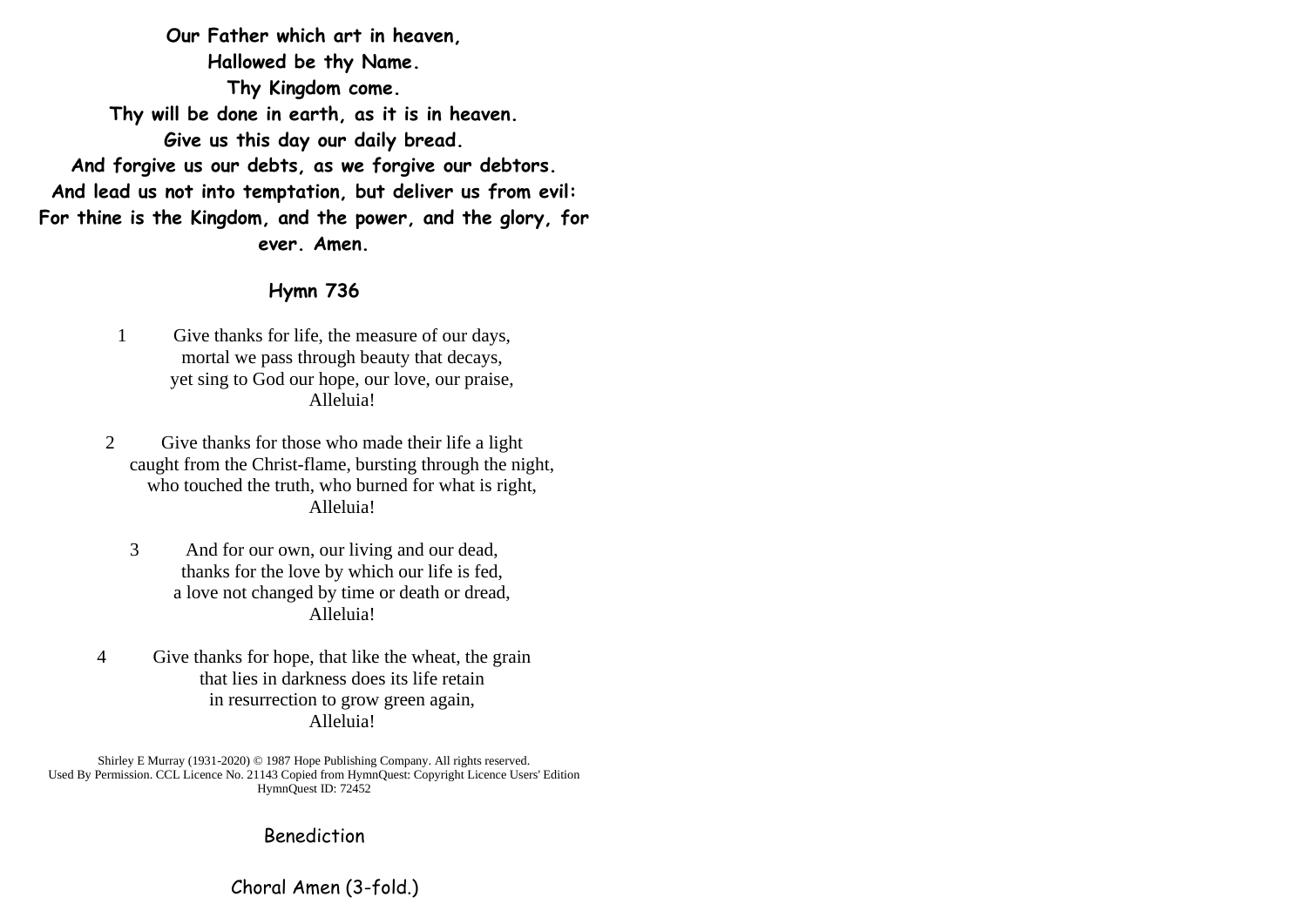**Our Father which art in heaven,**
**Hallowed be thy Name.**
**Thy Kingdom come.**
**Thy will be done in earth, as it is in heaven.**
**Give us this day our daily bread.**
**And forgive us our debts, as we forgive our debtors.**
**And lead us not into temptation, but deliver us from evil:**
**For thine is the Kingdom, and the power, and the glory, for ever. Amen.**

## Hymn 736

1 Give thanks for life, the measure of our days,
mortal we pass through beauty that decays,
yet sing to God our hope, our love, our praise,
Alleluia!

2 Give thanks for those who made their life a light
caught from the Christ-flame, bursting through the night,
who touched the truth, who burned for what is right,
Alleluia!

3 And for our own, our living and our dead,
thanks for the love by which our life is fed,
a love not changed by time or death or dread,
Alleluia!

4 Give thanks for hope, that like the wheat, the grain
that lies in darkness does its life retain
in resurrection to grow green again,
Alleluia!

Shirley E Murray (1931-2020) © 1987 Hope Publishing Company. All rights reserved.
Used By Permission. CCL Licence No. 21143 Copied from HymnQuest: Copyright Licence Users' Edition
HymnQuest ID: 72452

Benediction

Choral Amen (3-fold.)